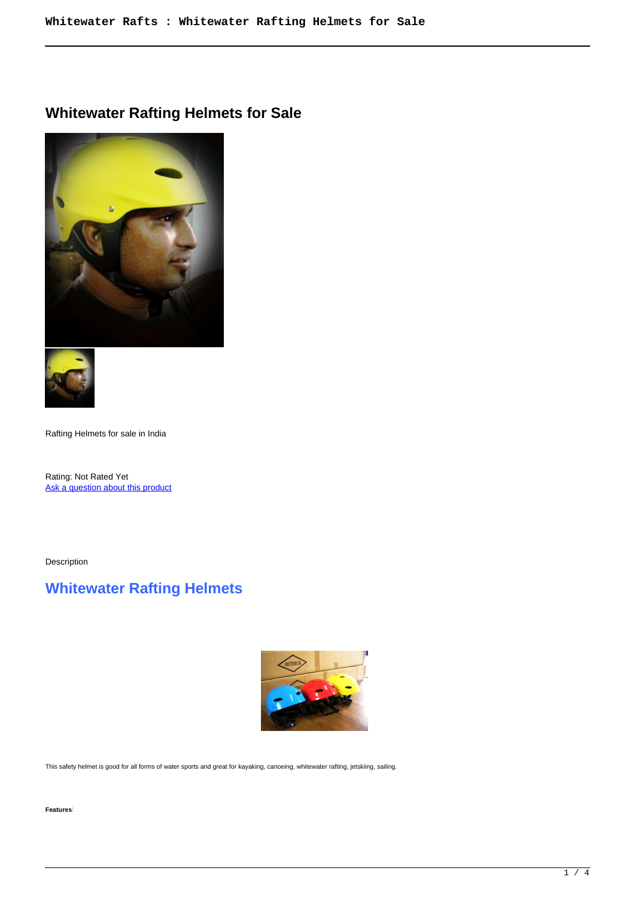# Whitewater Rafting Helmets for Sale

Rafting Helmets for sale in India

Rating: Not Rated Yet
[Ask a question about this product]

Description

## Whitewater Rafting Helmets

This safety helmet is good for all forms of water sports and great for kayaking, canoeing, whitewater rafting, jetskiing, sailing.

**Features**: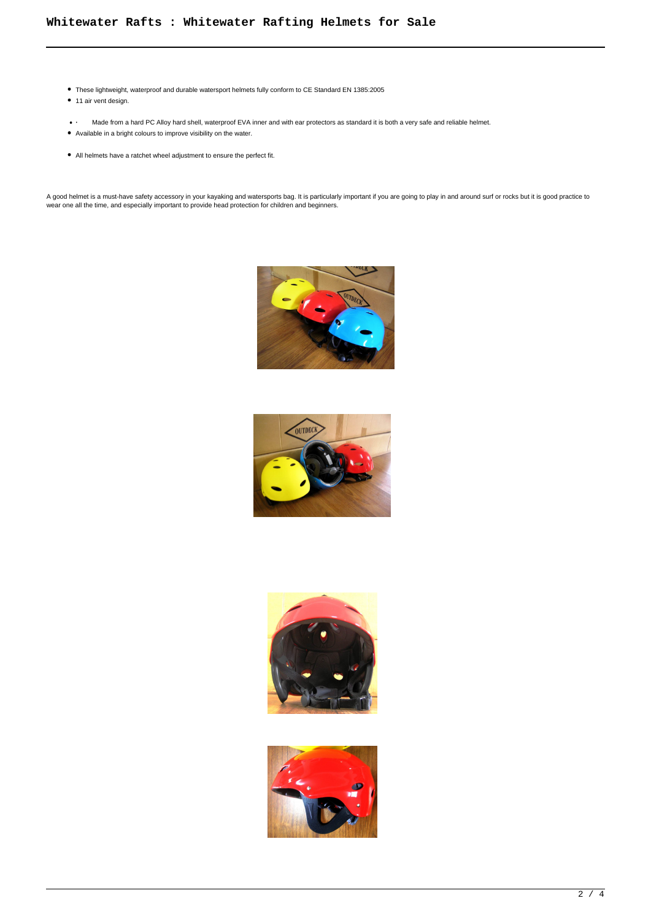- These lightweight, waterproof and durable watersport helmets fully conform to CE Standard EN 1385:2005
- 11 air vent design.
- · Made from a hard PC Alloy hard shell, waterproof EVA inner and with ear protectors as standard it is both a very safe and reliable helmet.
- Available in a bright colours to improve visibility on the water.
- All helmets have a ratchet wheel adjustment to ensure the perfect fit.

A good helmet is a must-have safety accessory in your kayaking and watersports bag. It is particularly important if you are going to play in and around surf or rocks but it is good practice to wear one all the time, and especially important to provide head protection for children and beginners.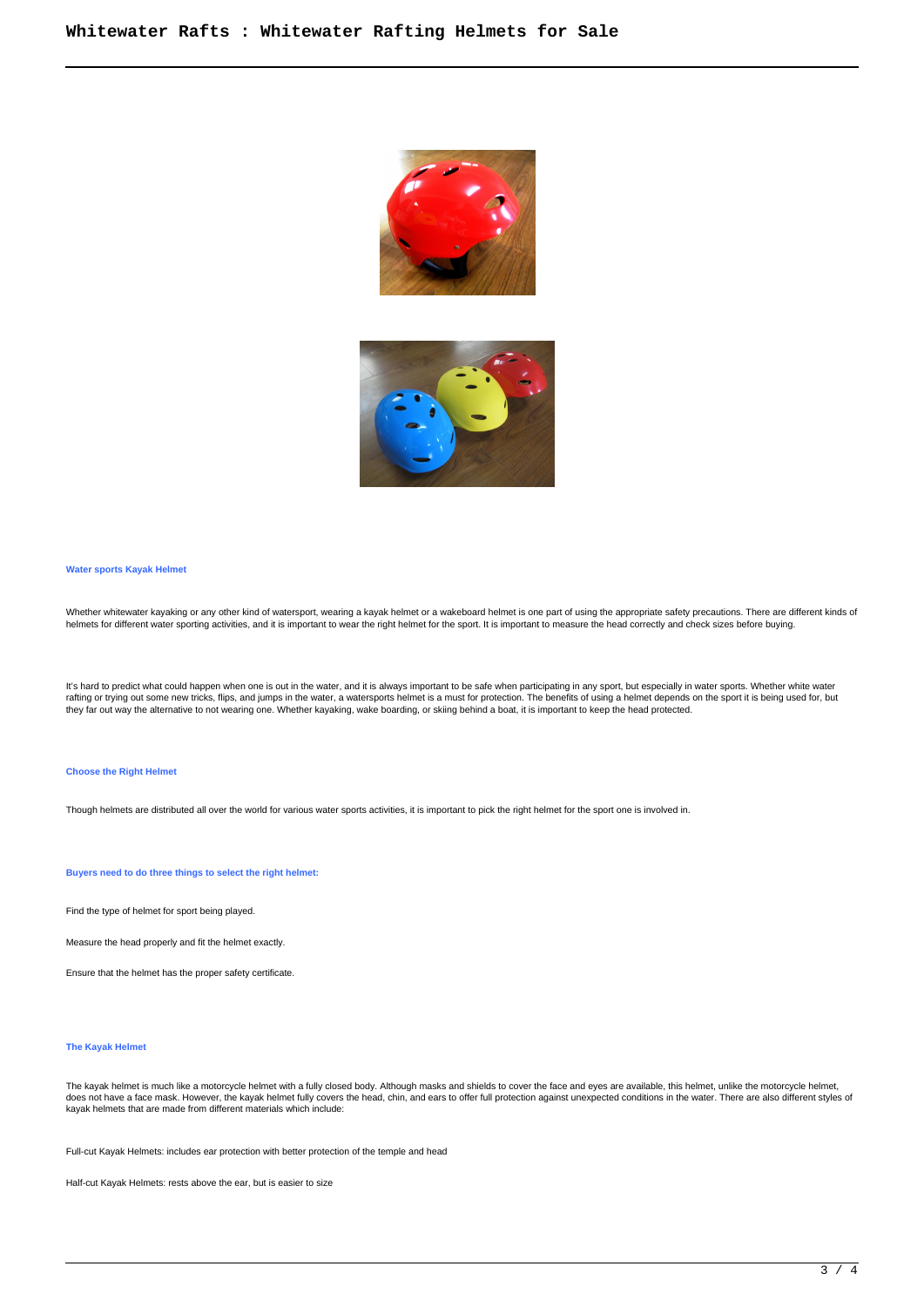### Water sports Kayak Helmet

Whether whitewater kayaking or any other kind of watersport, wearing a kayak helmet or a wakeboard helmet is one part of using the appropriate safety precautions. There are different kinds of helmets for different water sporting activities, and it is important to wear the right helmet for the sport. It is important to measure the head correctly and check sizes before buying.

It's hard to predict what could happen when one is out in the water, and it is always important to be safe when participating in any sport, but especially in water sports. Whether white water rafting or trying out some new tricks, flips, and jumps in the water, a watersports helmet is a must for protection. The benefits of using a helmet depends on the sport it is being used for, but they far out way the alternative to not wearing one. Whether kayaking, wake boarding, or skiing behind a boat, it is important to keep the head protected.

### Choose the Right Helmet

Though helmets are distributed all over the world for various water sports activities, it is important to pick the right helmet for the sport one is involved in.

### Buyers need to do three things to select the right helmet:

Find the type of helmet for sport being played.

Measure the head properly and fit the helmet exactly.

Ensure that the helmet has the proper safety certificate.

### The Kayak Helmet

The kayak helmet is much like a motorcycle helmet with a fully closed body. Although masks and shields to cover the face and eyes are available, this helmet, unlike the motorcycle helmet, does not have a face mask. However, the kayak helmet fully covers the head, chin, and ears to offer full protection against unexpected conditions in the water. There are also different styles of kayak helmets that are made from different materials which include:

Full-cut Kayak Helmets: includes ear protection with better protection of the temple and head

Half-cut Kayak Helmets: rests above the ear, but is easier to size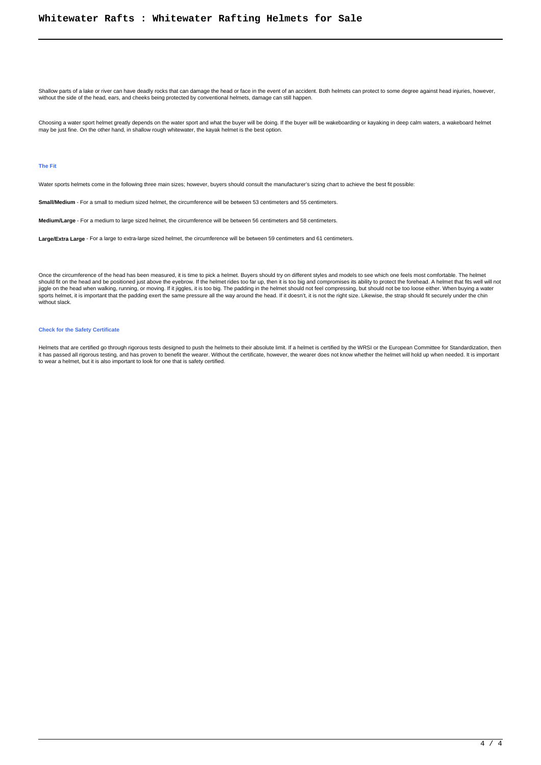Shallow parts of a lake or river can have deadly rocks that can damage the head or face in the event of an accident. Both helmets can protect to some degree against head injuries, however, without the side of the head, ears, and cheeks being protected by conventional helmets, damage can still happen.

Choosing a water sport helmet greatly depends on the water sport and what the buyer will be doing. If the buyer will be wakeboarding or kayaking in deep calm waters, a wakeboard helmet may be just fine. On the other hand, in shallow rough whitewater, the kayak helmet is the best option.

### The Fit

Water sports helmets come in the following three main sizes; however, buyers should consult the manufacturer's sizing chart to achieve the best fit possible:

**Small/Medium** - For a small to medium sized helmet, the circumference will be between 53 centimeters and 55 centimeters.

**Medium/Large** - For a medium to large sized helmet, the circumference will be between 56 centimeters and 58 centimeters.

**Large/Extra Large** - For a large to extra-large sized helmet, the circumference will be between 59 centimeters and 61 centimeters.

Once the circumference of the head has been measured, it is time to pick a helmet. Buyers should try on different styles and models to see which one feels most comfortable. The helmet should fit on the head and be positioned just above the eyebrow. If the helmet rides too far up, then it is too big and compromises its ability to protect the forehead. A helmet that fits well will not jiggle on the head when walking, running, or moving. If it jiggles, it is too big. The padding in the helmet should not feel compressing, but should not be too loose either. When buying a water sports helmet, it is important that the padding exert the same pressure all the way around the head. If it doesn't, it is not the right size. Likewise, the strap should fit securely under the chin without slack.

### Check for the Safety Certificate

Helmets that are certified go through rigorous tests designed to push the helmets to their absolute limit. If a helmet is certified by the WRSI or the European Committee for Standardization, then it has passed all rigorous testing, and has proven to benefit the wearer. Without the certificate, however, the wearer does not know whether the helmet will hold up when needed. It is important to wear a helmet, but it is also important to look for one that is safety certified.